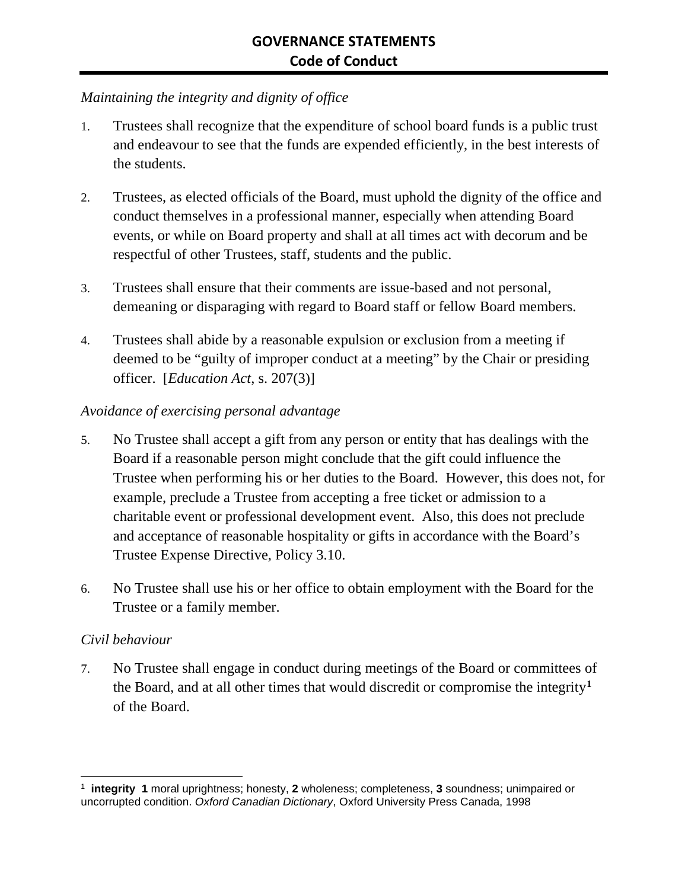# GOVERNANCE STATEMENTS

## Code of Conduct

*Maintaining the integrity and dignity of office*

1. Trustees shall recognize that the expenditure of school board funds is a public trust and endeavour to see that the funds are expended efficiently, in the best interests of the students.

2. Trustees, as elected officials of the Board, must uphold the dignity of the office and conduct themselves in a professional manner, especially when attending Board events, or while on Board property and shall at all times act with decorum and be respectful of other Trustees, staff, students and the public.

3. Trustees shall ensure that their comments are issue-based and not personal, demeaning or disparaging with regard to Board staff or fellow Board members.

4. Trustees shall abide by a reasonable expulsion or exclusion from a meeting if deemed to be "guilty of improper conduct at a meeting" by the Chair or presiding officer. [*Education Act*, s. 207(3)]

*Avoidance of exercising personal advantage*

5. No Trustee shall accept a gift from any person or entity that has dealings with the Board if a reasonable person might conclude that the gift could influence the Trustee when performing his or her duties to the Board. However, this does not, for example, preclude a Trustee from accepting a free ticket or admission to a charitable event or professional development event. Also, this does not preclude and acceptance of reasonable hospitality or gifts in accordance with the Board's Trustee Expense Directive, Policy 3.10.

6. No Trustee shall use his or her office to obtain employment with the Board for the Trustee or a family member.

*Civil behaviour*

7. No Trustee shall engage in conduct during meetings of the Board or committees of the Board, and at all other times that would discredit or compromise the integrity[1] of the Board.

---

[1] **integrity** **1** moral uprightness; honesty, **2** wholeness; completeness, **3** soundness; unimpaired or uncorrupted condition. *Oxford Canadian Dictionary*, Oxford University Press Canada, 1998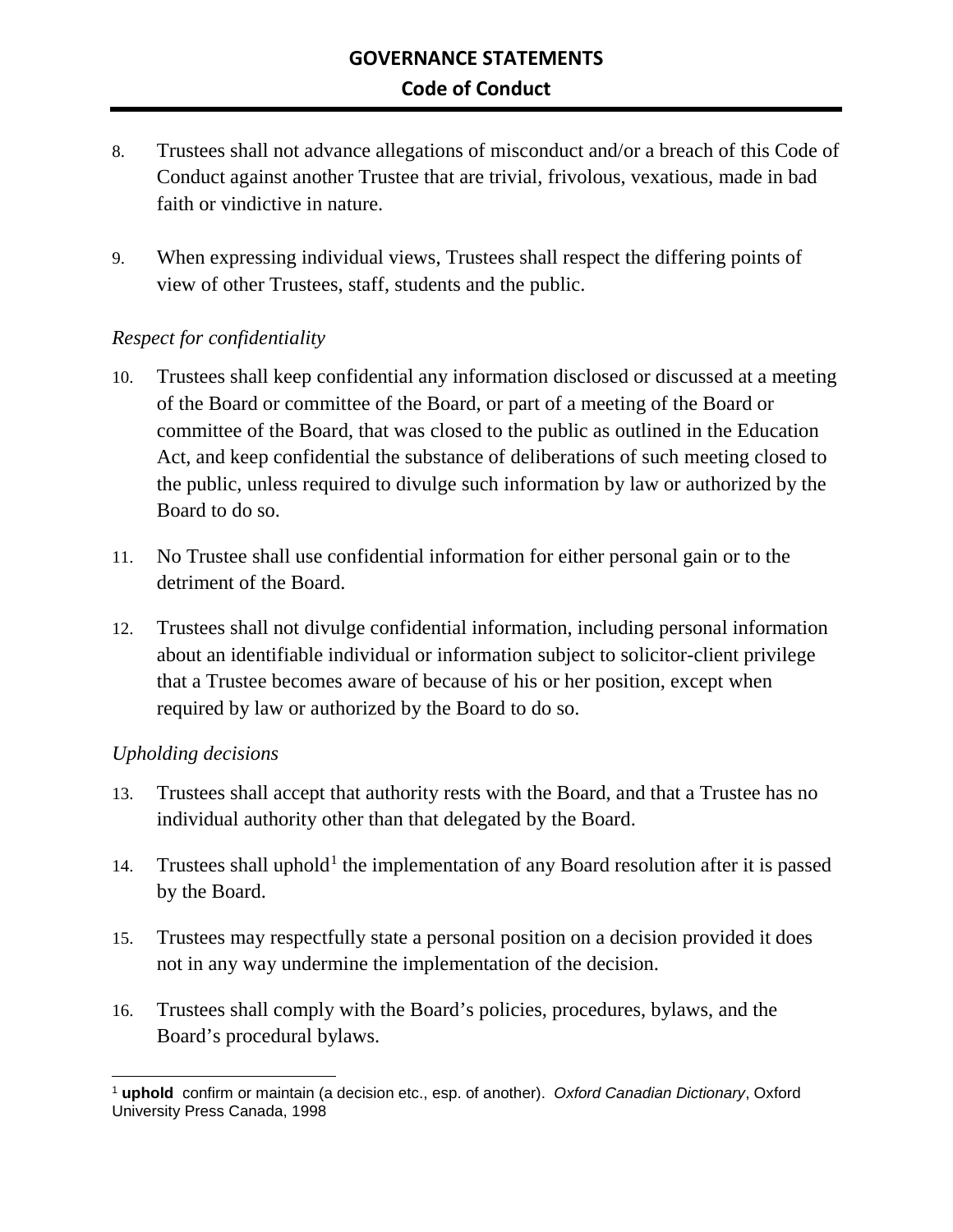8. Trustees shall not advance allegations of misconduct and/or a breach of this Code of Conduct against another Trustee that are trivial, frivolous, vexatious, made in bad faith or vindictive in nature.

9. When expressing individual views, Trustees shall respect the differing points of view of other Trustees, staff, students and the public.

*Respect for confidentiality*

10. Trustees shall keep confidential any information disclosed or discussed at a meeting of the Board or committee of the Board, or part of a meeting of the Board or committee of the Board, that was closed to the public as outlined in the Education Act, and keep confidential the substance of deliberations of such meeting closed to the public, unless required to divulge such information by law or authorized by the Board to do so.

11. No Trustee shall use confidential information for either personal gain or to the detriment of the Board.

12. Trustees shall not divulge confidential information, including personal information about an identifiable individual or information subject to solicitor-client privilege that a Trustee becomes aware of because of his or her position, except when required by law or authorized by the Board to do so.

*Upholding decisions*

13. Trustees shall accept that authority rests with the Board, and that a Trustee has no individual authority other than that delegated by the Board.

14. Trustees shall uphold[1] the implementation of any Board resolution after it is passed by the Board.

15. Trustees may respectfully state a personal position on a decision provided it does not in any way undermine the implementation of the decision.

16. Trustees shall comply with the Board's policies, procedures, bylaws, and the Board's procedural bylaws.

---

[1] **uphold** confirm or maintain (a decision etc., esp. of another). *Oxford Canadian Dictionary*, Oxford University Press Canada, 1998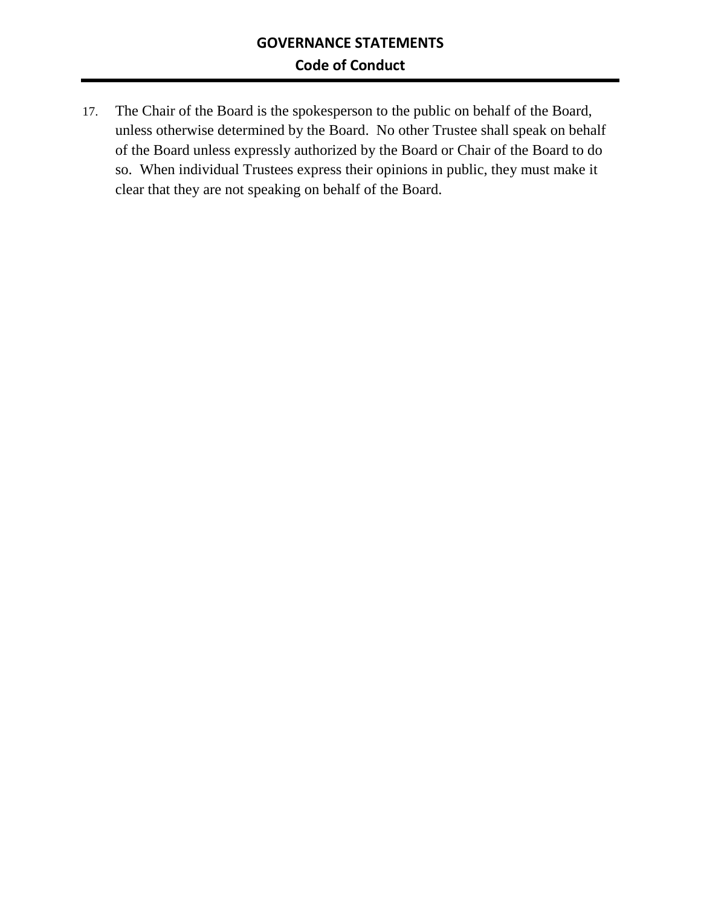17. The Chair of the Board is the spokesperson to the public on behalf of the Board, unless otherwise determined by the Board. No other Trustee shall speak on behalf of the Board unless expressly authorized by the Board or Chair of the Board to do so. When individual Trustees express their opinions in public, they must make it clear that they are not speaking on behalf of the Board.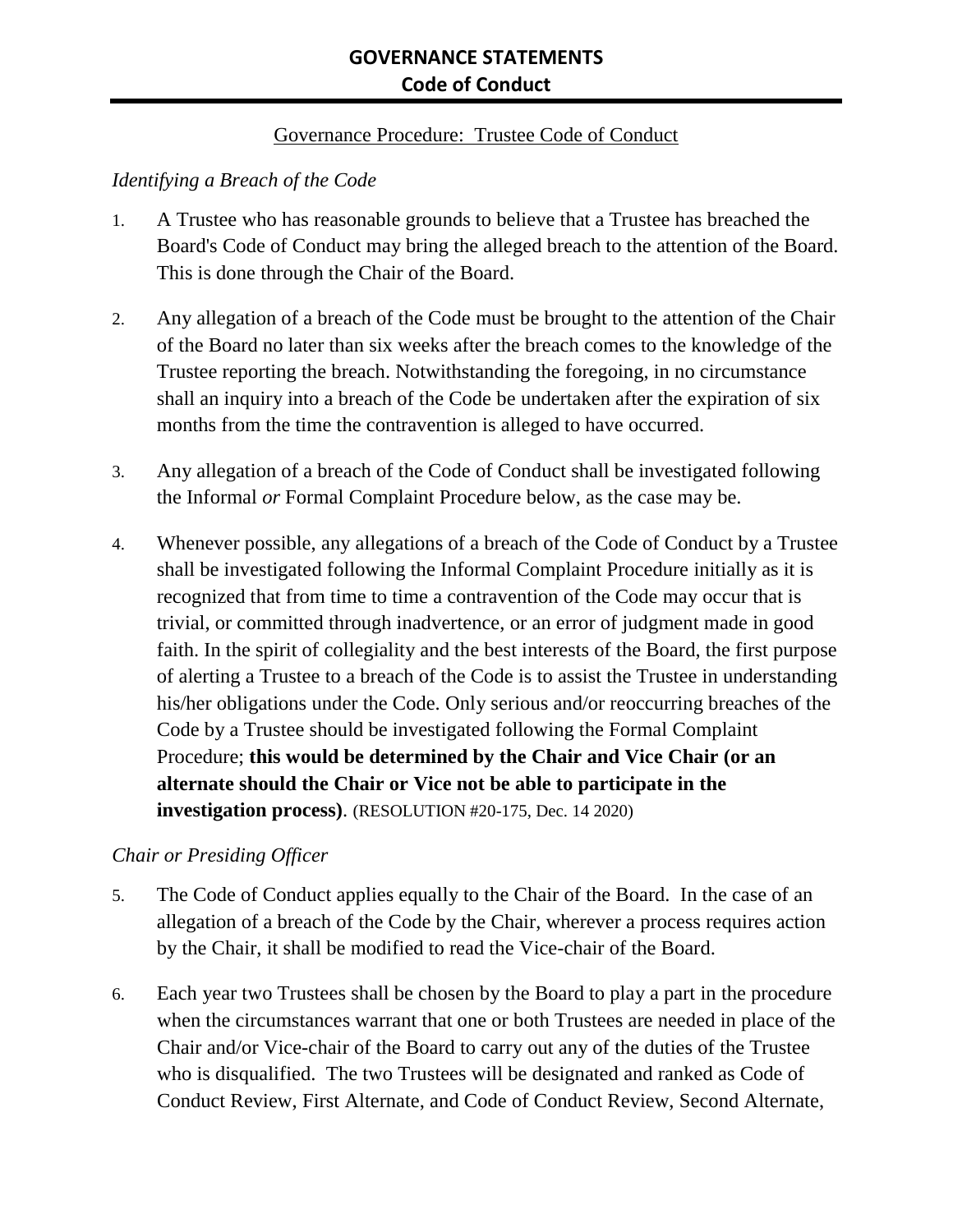Governance Procedure: Trustee Code of Conduct

*Identifying a Breach of the Code*

1. A Trustee who has reasonable grounds to believe that a Trustee has breached the Board's Code of Conduct may bring the alleged breach to the attention of the Board. This is done through the Chair of the Board.

2. Any allegation of a breach of the Code must be brought to the attention of the Chair of the Board no later than six weeks after the breach comes to the knowledge of the Trustee reporting the breach. Notwithstanding the foregoing, in no circumstance shall an inquiry into a breach of the Code be undertaken after the expiration of six months from the time the contravention is alleged to have occurred.

3. Any allegation of a breach of the Code of Conduct shall be investigated following the Informal *or* Formal Complaint Procedure below, as the case may be.

4. Whenever possible, any allegations of a breach of the Code of Conduct by a Trustee shall be investigated following the Informal Complaint Procedure initially as it is recognized that from time to time a contravention of the Code may occur that is trivial, or committed through inadvertence, or an error of judgment made in good faith. In the spirit of collegiality and the best interests of the Board, the first purpose of alerting a Trustee to a breach of the Code is to assist the Trustee in understanding his/her obligations under the Code. Only serious and/or reoccurring breaches of the Code by a Trustee should be investigated following the Formal Complaint Procedure; **this would be determined by the Chair and Vice Chair (or an alternate should the Chair or Vice not be able to participate in the investigation process)**. (RESOLUTION #20-175, Dec. 14 2020)

*Chair or Presiding Officer*

5. The Code of Conduct applies equally to the Chair of the Board. In the case of an allegation of a breach of the Code by the Chair, wherever a process requires action by the Chair, it shall be modified to read the Vice-chair of the Board.

6. Each year two Trustees shall be chosen by the Board to play a part in the procedure when the circumstances warrant that one or both Trustees are needed in place of the Chair and/or Vice-chair of the Board to carry out any of the duties of the Trustee who is disqualified. The two Trustees will be designated and ranked as Code of Conduct Review, First Alternate, and Code of Conduct Review, Second Alternate,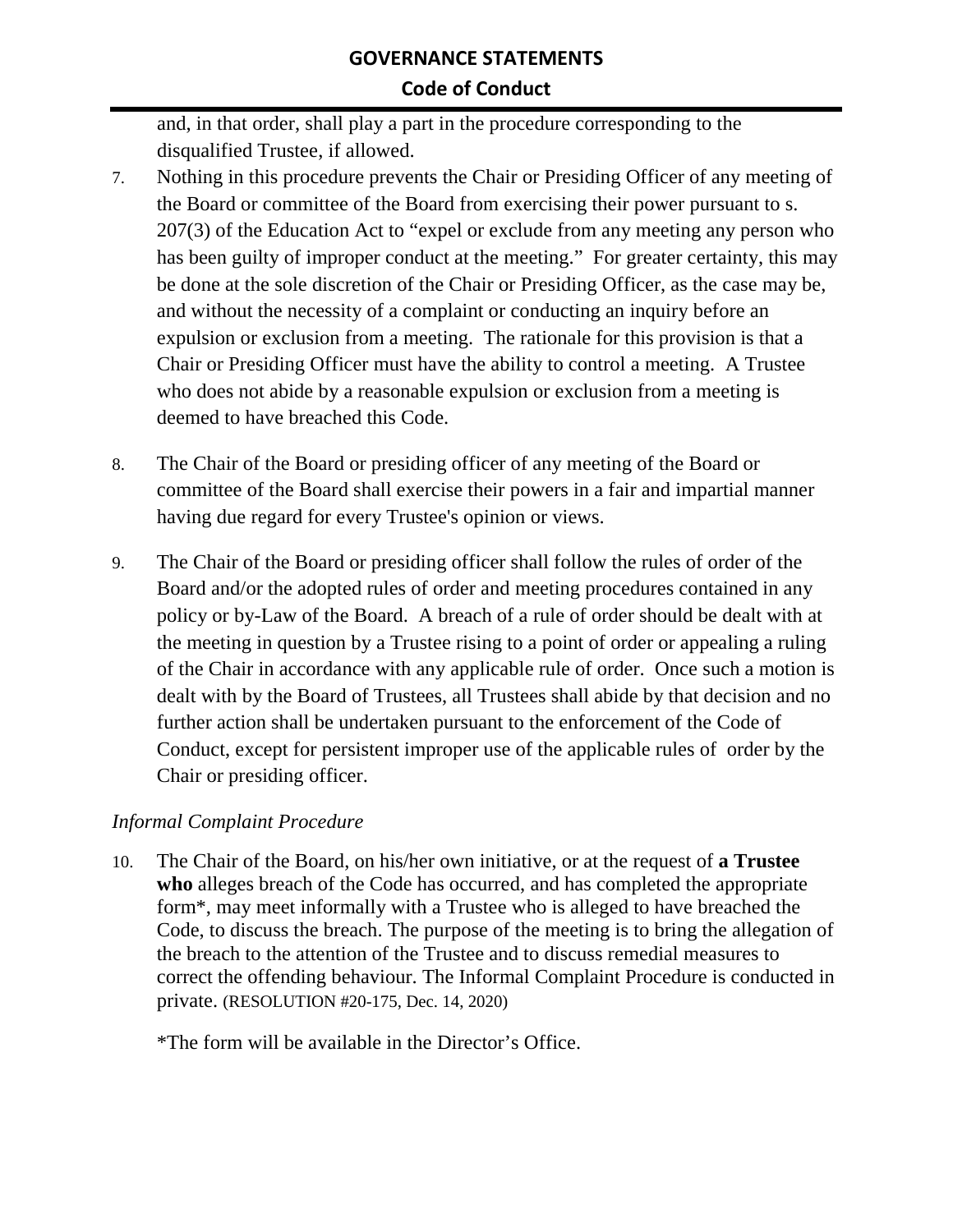and, in that order, shall play a part in the procedure corresponding to the disqualified Trustee, if allowed.

7. Nothing in this procedure prevents the Chair or Presiding Officer of any meeting of the Board or committee of the Board from exercising their power pursuant to s. 207(3) of the Education Act to "expel or exclude from any meeting any person who has been guilty of improper conduct at the meeting." For greater certainty, this may be done at the sole discretion of the Chair or Presiding Officer, as the case may be, and without the necessity of a complaint or conducting an inquiry before an expulsion or exclusion from a meeting. The rationale for this provision is that a Chair or Presiding Officer must have the ability to control a meeting. A Trustee who does not abide by a reasonable expulsion or exclusion from a meeting is deemed to have breached this Code.

8. The Chair of the Board or presiding officer of any meeting of the Board or committee of the Board shall exercise their powers in a fair and impartial manner having due regard for every Trustee's opinion or views.

9. The Chair of the Board or presiding officer shall follow the rules of order of the Board and/or the adopted rules of order and meeting procedures contained in any policy or by-Law of the Board. A breach of a rule of order should be dealt with at the meeting in question by a Trustee rising to a point of order or appealing a ruling of the Chair in accordance with any applicable rule of order. Once such a motion is dealt with by the Board of Trustees, all Trustees shall abide by that decision and no further action shall be undertaken pursuant to the enforcement of the Code of Conduct, except for persistent improper use of the applicable rules of order by the Chair or presiding officer.

*Informal Complaint Procedure*

10. The Chair of the Board, on his/her own initiative, or at the request of **a Trustee who** alleges breach of the Code has occurred, and has completed the appropriate form*, may meet informally with a Trustee who is alleged to have breached the Code, to discuss the breach. The purpose of the meeting is to bring the allegation of the breach to the attention of the Trustee and to discuss remedial measures to correct the offending behaviour. The Informal Complaint Procedure is conducted in private. (RESOLUTION #20-175, Dec. 14, 2020)

    *The form will be available in the Director's Office.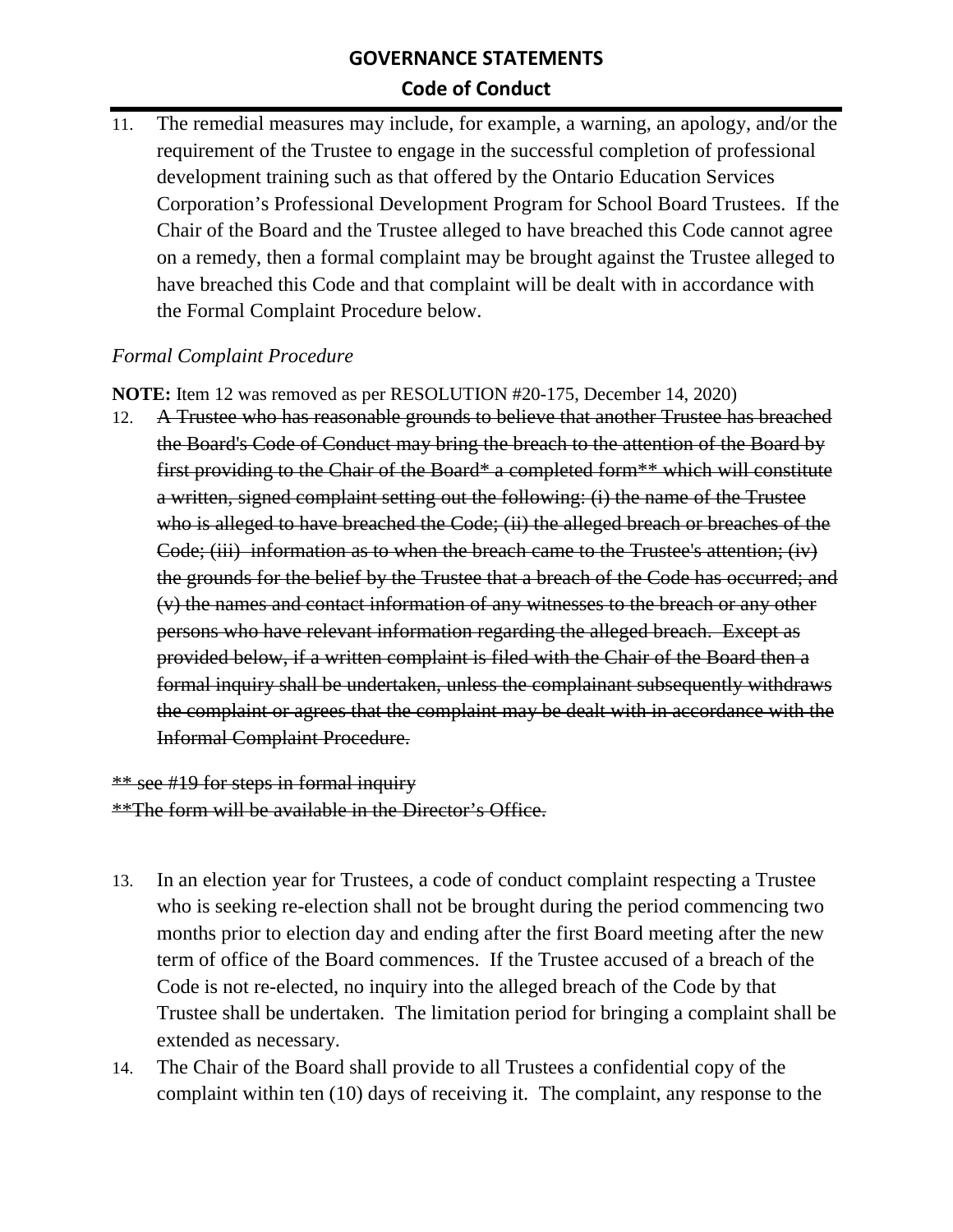11. The remedial measures may include, for example, a warning, an apology, and/or the requirement of the Trustee to engage in the successful completion of professional development training such as that offered by the Ontario Education Services Corporation's Professional Development Program for School Board Trustees. If the Chair of the Board and the Trustee alleged to have breached this Code cannot agree on a remedy, then a formal complaint may be brought against the Trustee alleged to have breached this Code and that complaint will be dealt with in accordance with the Formal Complaint Procedure below.

*Formal Complaint Procedure*

**NOTE:** Item 12 was removed as per RESOLUTION #20-175, December 14, 2020)

12. ~~A Trustee who has reasonable grounds to believe that another Trustee has breached the Board's Code of Conduct may bring the breach to the attention of the Board by first providing to the Chair of the Board* a completed form** which will constitute a written, signed complaint setting out the following: (i) the name of the Trustee who is alleged to have breached the Code; (ii) the alleged breach or breaches of the Code; (iii) information as to when the breach came to the Trustee's attention; (iv) the grounds for the belief by the Trustee that a breach of the Code has occurred; and (v) the names and contact information of any witnesses to the breach or any other persons who have relevant information regarding the alleged breach. Except as provided below, if a written complaint is filed with the Chair of the Board then a formal inquiry shall be undertaken, unless the complainant subsequently withdraws the complaint or agrees that the complaint may be dealt with in accordance with the Informal Complaint Procedure.~~

~~** see #19 for steps in formal inquiry~~
~~**The form will be available in the Director's Office.~~

13. In an election year for Trustees, a code of conduct complaint respecting a Trustee who is seeking re-election shall not be brought during the period commencing two months prior to election day and ending after the first Board meeting after the new term of office of the Board commences. If the Trustee accused of a breach of the Code is not re-elected, no inquiry into the alleged breach of the Code by that Trustee shall be undertaken. The limitation period for bringing a complaint shall be extended as necessary.
14. The Chair of the Board shall provide to all Trustees a confidential copy of the complaint within ten (10) days of receiving it. The complaint, any response to the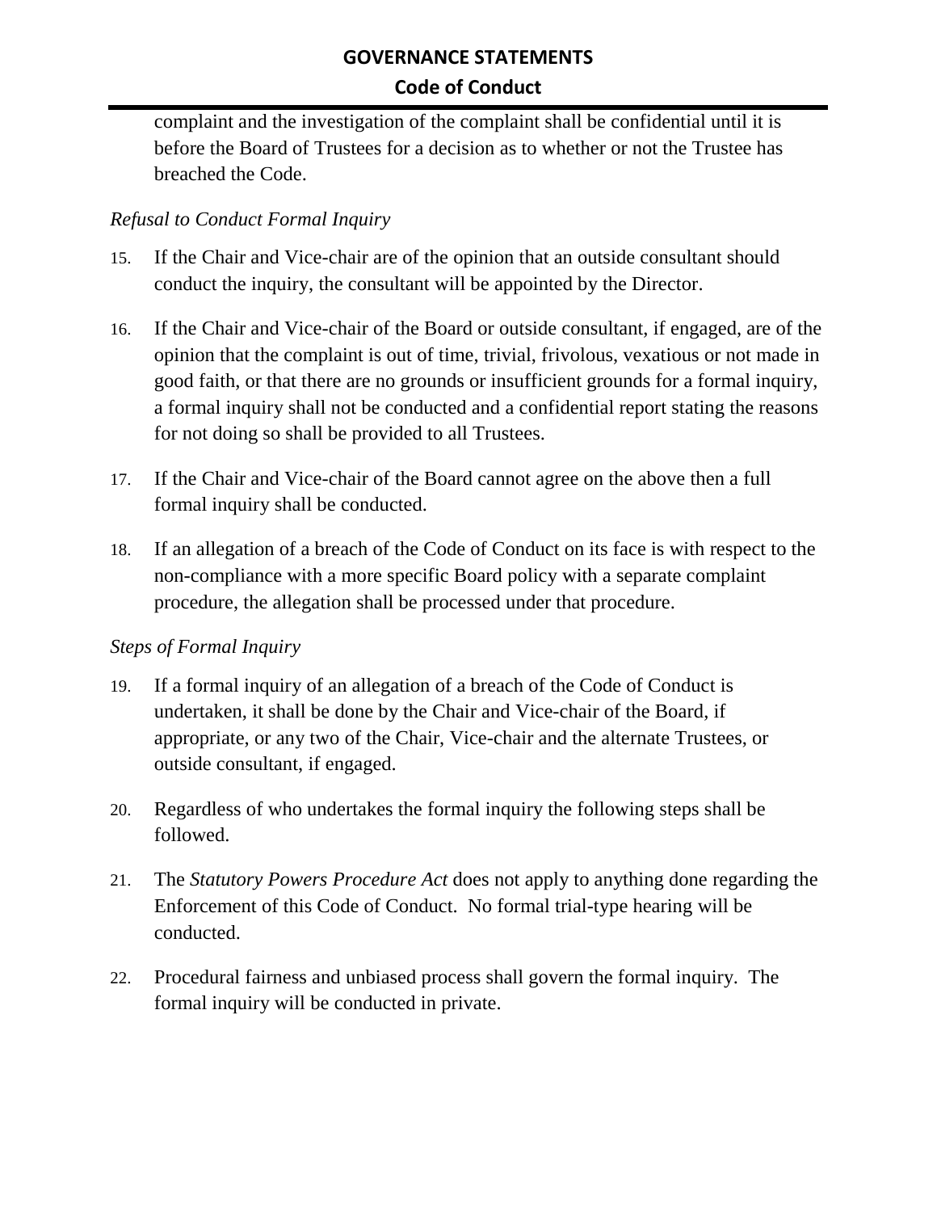complaint and the investigation of the complaint shall be confidential until it is before the Board of Trustees for a decision as to whether or not the Trustee has breached the Code.

*Refusal to Conduct Formal Inquiry*

15. If the Chair and Vice-chair are of the opinion that an outside consultant should conduct the inquiry, the consultant will be appointed by the Director.

16. If the Chair and Vice-chair of the Board or outside consultant, if engaged, are of the opinion that the complaint is out of time, trivial, frivolous, vexatious or not made in good faith, or that there are no grounds or insufficient grounds for a formal inquiry, a formal inquiry shall not be conducted and a confidential report stating the reasons for not doing so shall be provided to all Trustees.

17. If the Chair and Vice-chair of the Board cannot agree on the above then a full formal inquiry shall be conducted.

18. If an allegation of a breach of the Code of Conduct on its face is with respect to the non-compliance with a more specific Board policy with a separate complaint procedure, the allegation shall be processed under that procedure.

*Steps of Formal Inquiry*

19. If a formal inquiry of an allegation of a breach of the Code of Conduct is undertaken, it shall be done by the Chair and Vice-chair of the Board, if appropriate, or any two of the Chair, Vice-chair and the alternate Trustees, or outside consultant, if engaged.

20. Regardless of who undertakes the formal inquiry the following steps shall be followed.

21. The *Statutory Powers Procedure Act* does not apply to anything done regarding the Enforcement of this Code of Conduct. No formal trial-type hearing will be conducted.

22. Procedural fairness and unbiased process shall govern the formal inquiry. The formal inquiry will be conducted in private.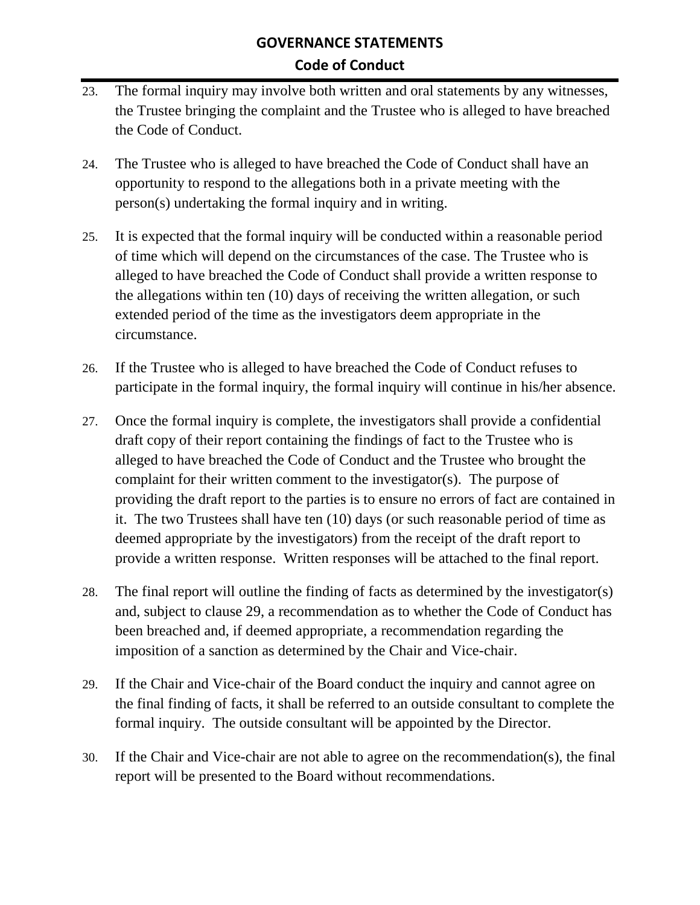23. The formal inquiry may involve both written and oral statements by any witnesses, the Trustee bringing the complaint and the Trustee who is alleged to have breached the Code of Conduct.

24. The Trustee who is alleged to have breached the Code of Conduct shall have an opportunity to respond to the allegations both in a private meeting with the person(s) undertaking the formal inquiry and in writing.

25. It is expected that the formal inquiry will be conducted within a reasonable period of time which will depend on the circumstances of the case. The Trustee who is alleged to have breached the Code of Conduct shall provide a written response to the allegations within ten (10) days of receiving the written allegation, or such extended period of the time as the investigators deem appropriate in the circumstance.

26. If the Trustee who is alleged to have breached the Code of Conduct refuses to participate in the formal inquiry, the formal inquiry will continue in his/her absence.

27. Once the formal inquiry is complete, the investigators shall provide a confidential draft copy of their report containing the findings of fact to the Trustee who is alleged to have breached the Code of Conduct and the Trustee who brought the complaint for their written comment to the investigator(s). The purpose of providing the draft report to the parties is to ensure no errors of fact are contained in it. The two Trustees shall have ten (10) days (or such reasonable period of time as deemed appropriate by the investigators) from the receipt of the draft report to provide a written response. Written responses will be attached to the final report.

28. The final report will outline the finding of facts as determined by the investigator(s) and, subject to clause 29, a recommendation as to whether the Code of Conduct has been breached and, if deemed appropriate, a recommendation regarding the imposition of a sanction as determined by the Chair and Vice-chair.

29. If the Chair and Vice-chair of the Board conduct the inquiry and cannot agree on the final finding of facts, it shall be referred to an outside consultant to complete the formal inquiry. The outside consultant will be appointed by the Director.

30. If the Chair and Vice-chair are not able to agree on the recommendation(s), the final report will be presented to the Board without recommendations.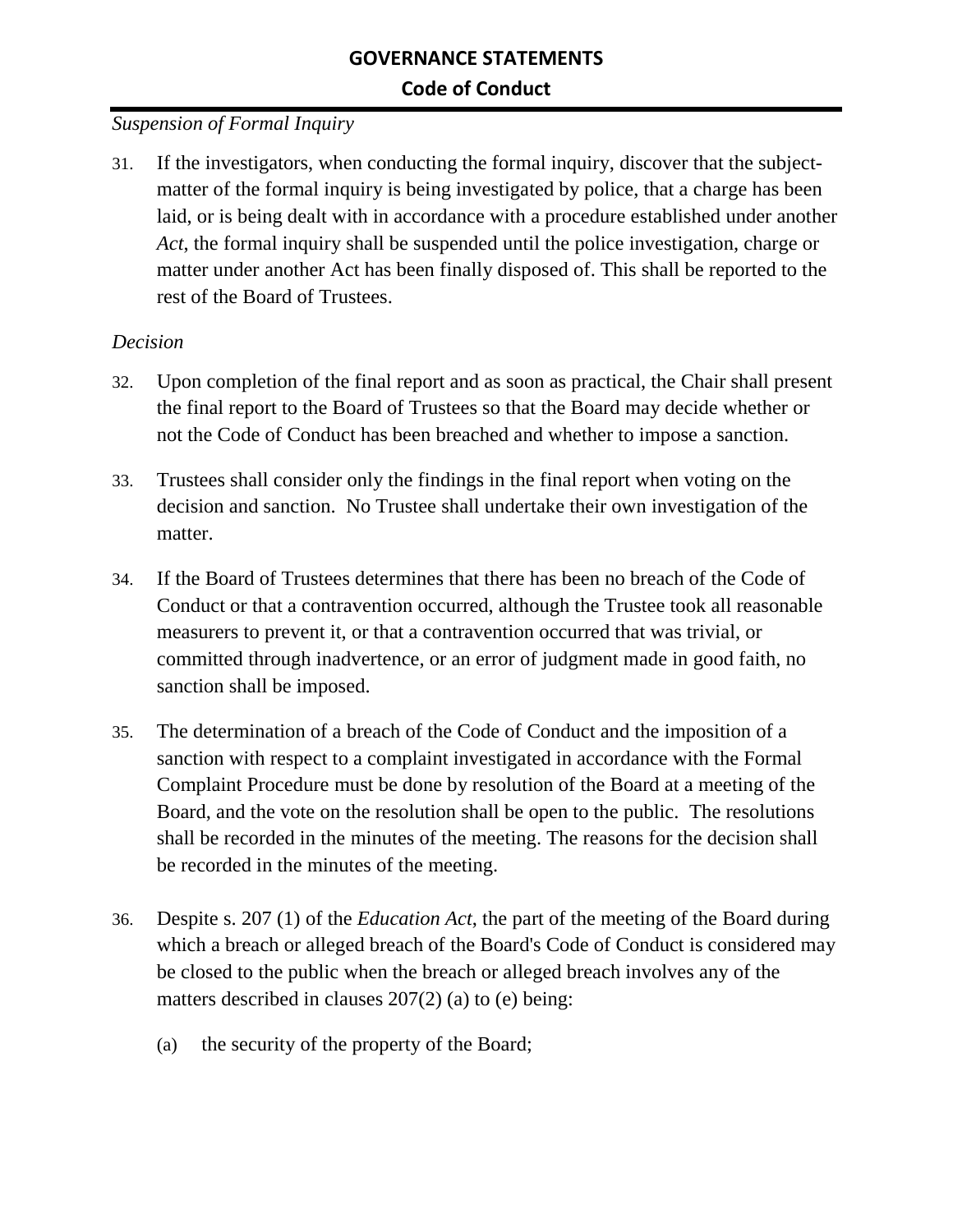*Suspension of Formal Inquiry*

31. If the investigators, when conducting the formal inquiry, discover that the subject-matter of the formal inquiry is being investigated by police, that a charge has been laid, or is being dealt with in accordance with a procedure established under another *Act*, the formal inquiry shall be suspended until the police investigation, charge or matter under another Act has been finally disposed of. This shall be reported to the rest of the Board of Trustees.

*Decision*

32. Upon completion of the final report and as soon as practical, the Chair shall present the final report to the Board of Trustees so that the Board may decide whether or not the Code of Conduct has been breached and whether to impose a sanction.

33. Trustees shall consider only the findings in the final report when voting on the decision and sanction. No Trustee shall undertake their own investigation of the matter.

34. If the Board of Trustees determines that there has been no breach of the Code of Conduct or that a contravention occurred, although the Trustee took all reasonable measurers to prevent it, or that a contravention occurred that was trivial, or committed through inadvertence, or an error of judgment made in good faith, no sanction shall be imposed.

35. The determination of a breach of the Code of Conduct and the imposition of a sanction with respect to a complaint investigated in accordance with the Formal Complaint Procedure must be done by resolution of the Board at a meeting of the Board, and the vote on the resolution shall be open to the public. The resolutions shall be recorded in the minutes of the meeting. The reasons for the decision shall be recorded in the minutes of the meeting.

36. Despite s. 207 (1) of the *Education Act*, the part of the meeting of the Board during which a breach or alleged breach of the Board's Code of Conduct is considered may be closed to the public when the breach or alleged breach involves any of the matters described in clauses 207(2) (a) to (e) being:

    (a) the security of the property of the Board;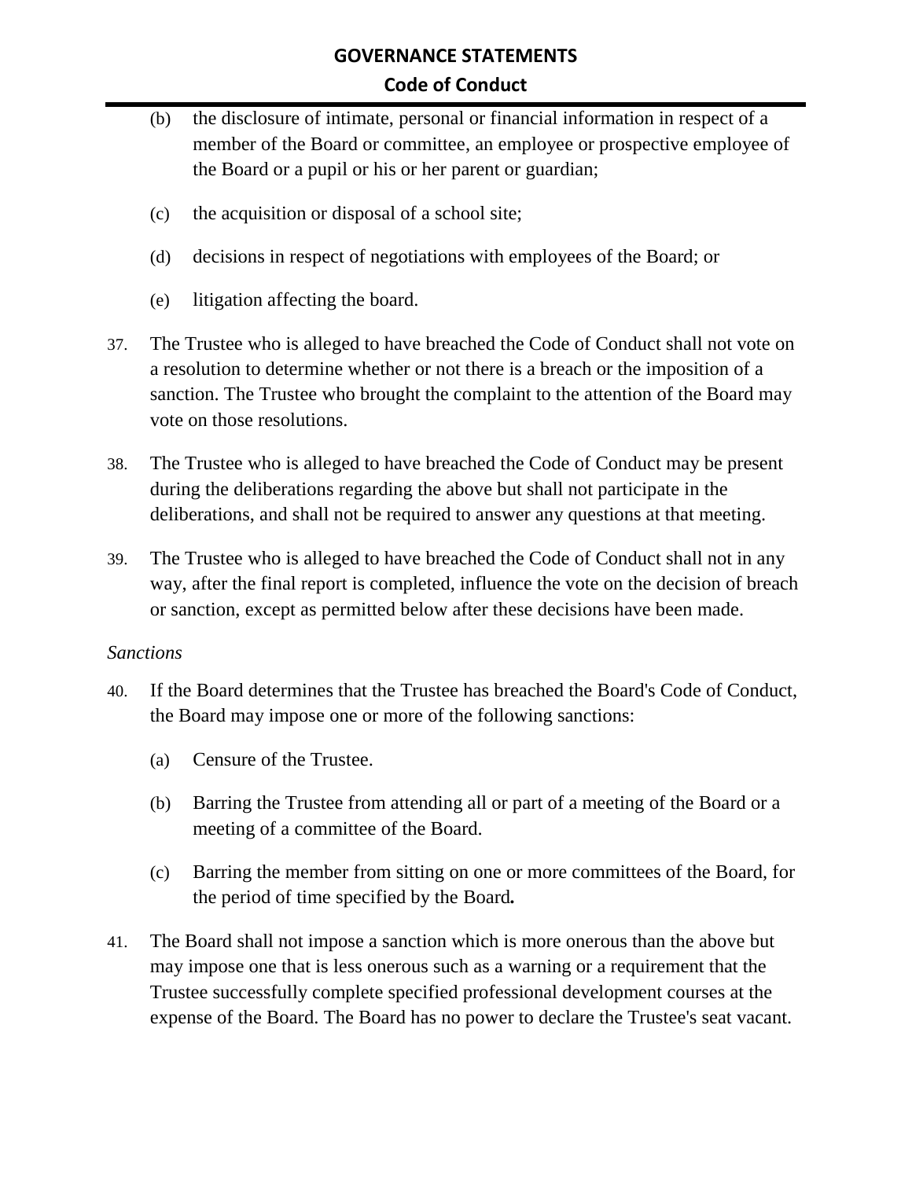(b) the disclosure of intimate, personal or financial information in respect of a member of the Board or committee, an employee or prospective employee of the Board or a pupil or his or her parent or guardian;

(c) the acquisition or disposal of a school site;

(d) decisions in respect of negotiations with employees of the Board; or

(e) litigation affecting the board.

37. The Trustee who is alleged to have breached the Code of Conduct shall not vote on a resolution to determine whether or not there is a breach or the imposition of a sanction. The Trustee who brought the complaint to the attention of the Board may vote on those resolutions.

38. The Trustee who is alleged to have breached the Code of Conduct may be present during the deliberations regarding the above but shall not participate in the deliberations, and shall not be required to answer any questions at that meeting.

39. The Trustee who is alleged to have breached the Code of Conduct shall not in any way, after the final report is completed, influence the vote on the decision of breach or sanction, except as permitted below after these decisions have been made.

*Sanctions*

40. If the Board determines that the Trustee has breached the Board's Code of Conduct, the Board may impose one or more of the following sanctions:

(a) Censure of the Trustee.

(b) Barring the Trustee from attending all or part of a meeting of the Board or a meeting of a committee of the Board.

(c) Barring the member from sitting on one or more committees of the Board, for the period of time specified by the Board**.**

41. The Board shall not impose a sanction which is more onerous than the above but may impose one that is less onerous such as a warning or a requirement that the Trustee successfully complete specified professional development courses at the expense of the Board. The Board has no power to declare the Trustee's seat vacant.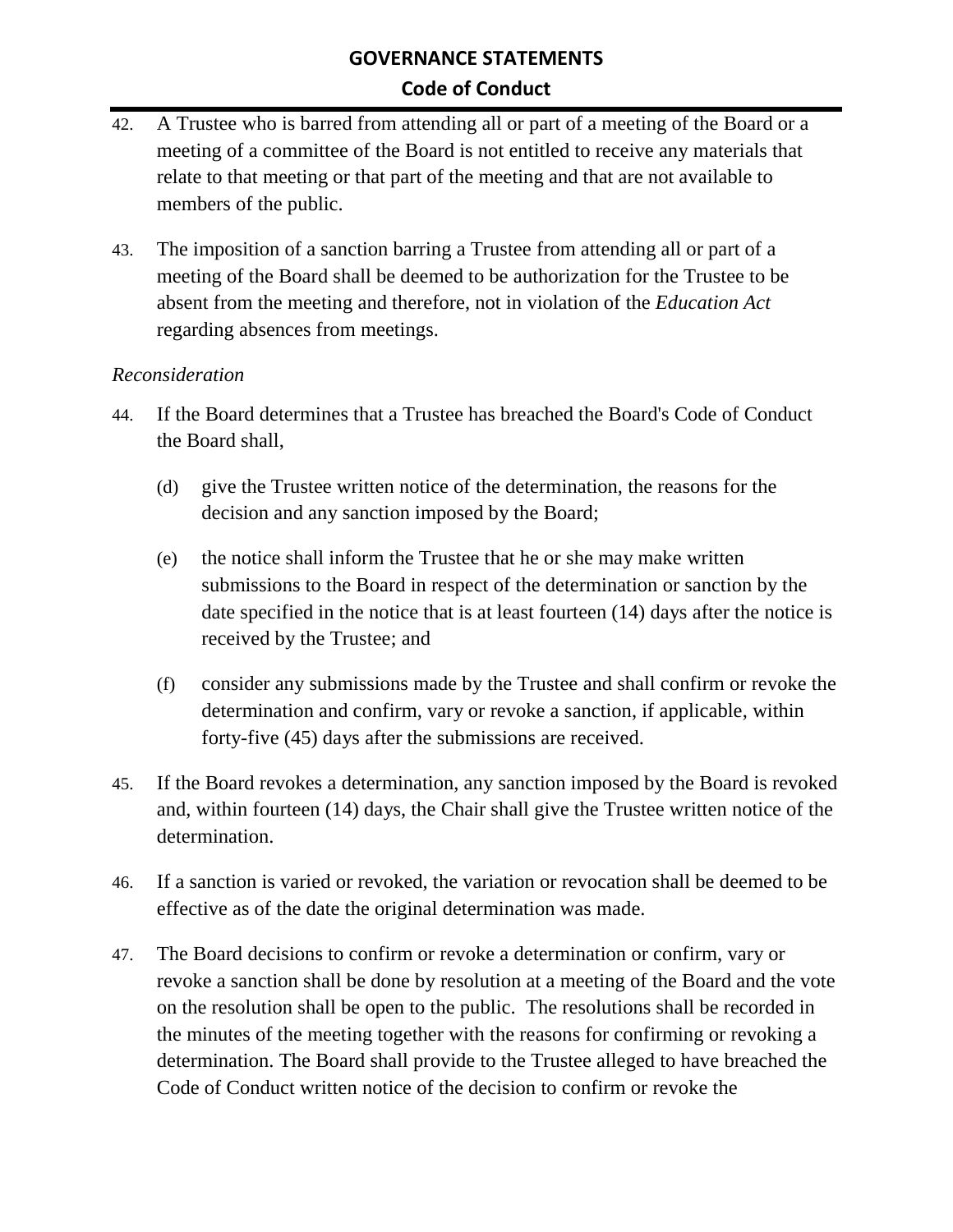42. A Trustee who is barred from attending all or part of a meeting of the Board or a meeting of a committee of the Board is not entitled to receive any materials that relate to that meeting or that part of the meeting and that are not available to members of the public.

43. The imposition of a sanction barring a Trustee from attending all or part of a meeting of the Board shall be deemed to be authorization for the Trustee to be absent from the meeting and therefore, not in violation of the *Education Act* regarding absences from meetings.

*Reconsideration*

44. If the Board determines that a Trustee has breached the Board's Code of Conduct the Board shall,

    (d) give the Trustee written notice of the determination, the reasons for the decision and any sanction imposed by the Board;

    (e) the notice shall inform the Trustee that he or she may make written submissions to the Board in respect of the determination or sanction by the date specified in the notice that is at least fourteen (14) days after the notice is received by the Trustee; and

    (f) consider any submissions made by the Trustee and shall confirm or revoke the determination and confirm, vary or revoke a sanction, if applicable, within forty-five (45) days after the submissions are received.

45. If the Board revokes a determination, any sanction imposed by the Board is revoked and, within fourteen (14) days, the Chair shall give the Trustee written notice of the determination.

46. If a sanction is varied or revoked, the variation or revocation shall be deemed to be effective as of the date the original determination was made.

47. The Board decisions to confirm or revoke a determination or confirm, vary or revoke a sanction shall be done by resolution at a meeting of the Board and the vote on the resolution shall be open to the public. The resolutions shall be recorded in the minutes of the meeting together with the reasons for confirming or revoking a determination. The Board shall provide to the Trustee alleged to have breached the Code of Conduct written notice of the decision to confirm or revoke the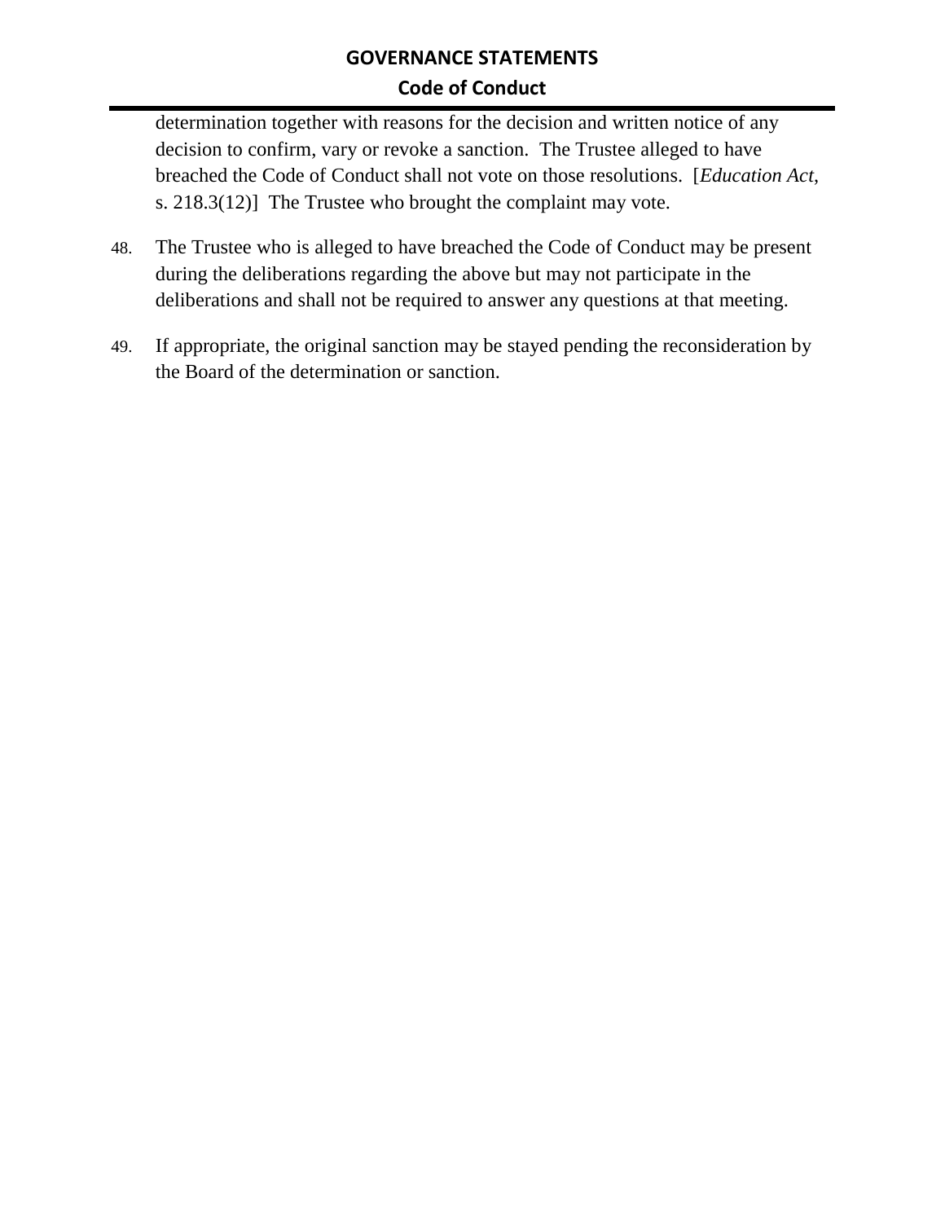determination together with reasons for the decision and written notice of any decision to confirm, vary or revoke a sanction. The Trustee alleged to have breached the Code of Conduct shall not vote on those resolutions. [*Education Act*, s. 218.3(12)] The Trustee who brought the complaint may vote.

48. The Trustee who is alleged to have breached the Code of Conduct may be present during the deliberations regarding the above but may not participate in the deliberations and shall not be required to answer any questions at that meeting.

49. If appropriate, the original sanction may be stayed pending the reconsideration by the Board of the determination or sanction.